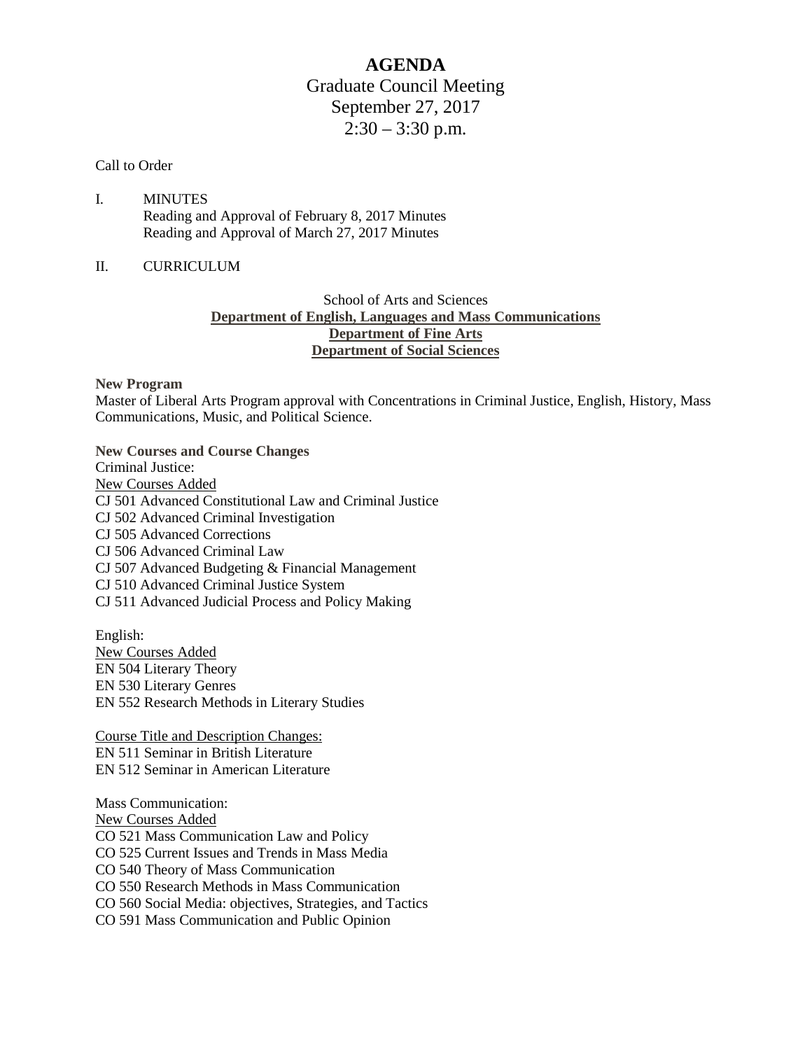# AGENDA

Graduate Council Meeting
September 27, 2017
2:30 – 3:30 p.m.

Call to Order

I. MINUTES
Reading and Approval of February 8, 2017 Minutes
Reading and Approval of March 27, 2017 Minutes

II. CURRICULUM

School of Arts and Sciences
**Department of English, Languages and Mass Communications**
**Department of Fine Arts**
**Department of Social Sciences**

**New Program**
Master of Liberal Arts Program approval with Concentrations in Criminal Justice, English, History, Mass Communications, Music, and Political Science.

**New Courses and Course Changes**
Criminal Justice:
New Courses Added
CJ 501 Advanced Constitutional Law and Criminal Justice
CJ 502 Advanced Criminal Investigation
CJ 505 Advanced Corrections
CJ 506 Advanced Criminal Law
CJ 507 Advanced Budgeting & Financial Management
CJ 510 Advanced Criminal Justice System
CJ 511 Advanced Judicial Process and Policy Making

English:
New Courses Added
EN 504 Literary Theory
EN 530 Literary Genres
EN 552 Research Methods in Literary Studies

Course Title and Description Changes:
EN 511 Seminar in British Literature
EN 512 Seminar in American Literature

Mass Communication:
New Courses Added
CO 521 Mass Communication Law and Policy
CO 525 Current Issues and Trends in Mass Media
CO 540 Theory of Mass Communication
CO 550 Research Methods in Mass Communication
CO 560 Social Media: objectives, Strategies, and Tactics
CO 591 Mass Communication and Public Opinion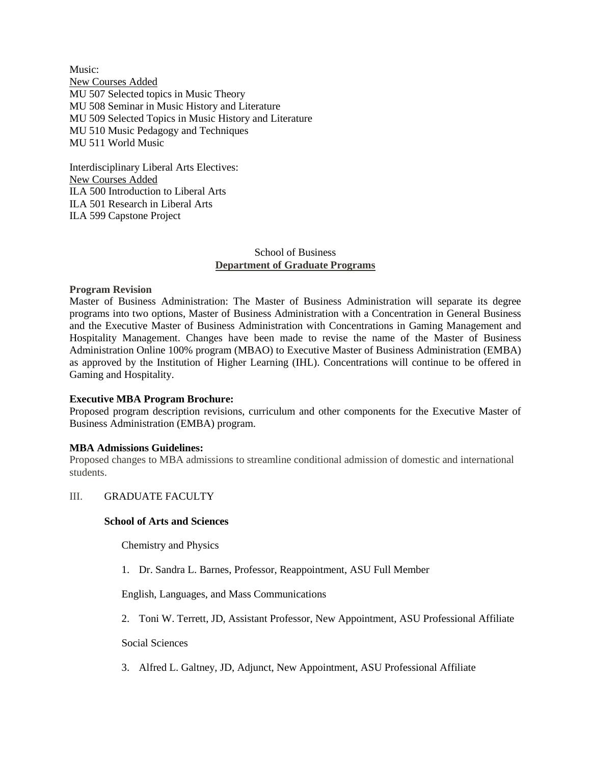Music:

New Courses Added

MU 507 Selected topics in Music Theory
MU 508 Seminar in Music History and Literature
MU 509 Selected Topics in Music History and Literature
MU 510 Music Pedagogy and Techniques
MU 511 World Music

Interdisciplinary Liberal Arts Electives:

New Courses Added

ILA 500 Introduction to Liberal Arts
ILA 501 Research in Liberal Arts
ILA 599 Capstone Project

School of Business

**Department of Graduate Programs**

**Program Revision**

Master of Business Administration: The Master of Business Administration will separate its degree programs into two options, Master of Business Administration with a Concentration in General Business and the Executive Master of Business Administration with Concentrations in Gaming Management and Hospitality Management. Changes have been made to revise the name of the Master of Business Administration Online 100% program (MBAO) to Executive Master of Business Administration (EMBA) as approved by the Institution of Higher Learning (IHL). Concentrations will continue to be offered in Gaming and Hospitality.

**Executive MBA Program Brochure:**

Proposed program description revisions, curriculum and other components for the Executive Master of Business Administration (EMBA) program.

**MBA Admissions Guidelines:**

Proposed changes to MBA admissions to streamline conditional admission of domestic and international students.

III. GRADUATE FACULTY

**School of Arts and Sciences**

Chemistry and Physics

1. Dr. Sandra L. Barnes, Professor, Reappointment, ASU Full Member

English, Languages, and Mass Communications

2. Toni W. Terrett, JD, Assistant Professor, New Appointment, ASU Professional Affiliate

Social Sciences

3. Alfred L. Galtney, JD, Adjunct, New Appointment, ASU Professional Affiliate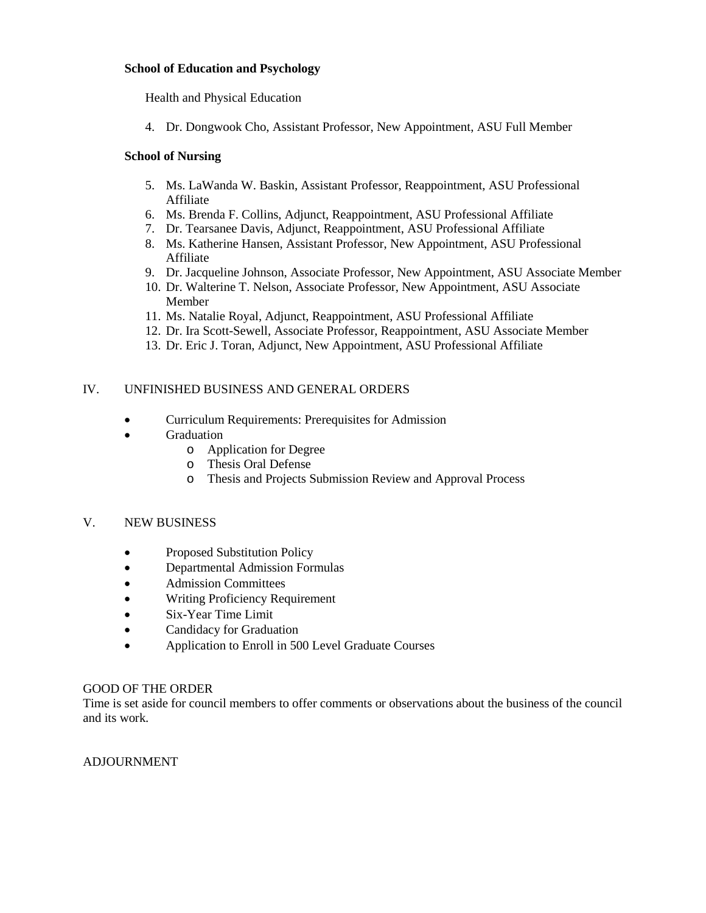**School of Education and Psychology**

Health and Physical Education

4. Dr. Dongwook Cho, Assistant Professor, New Appointment, ASU Full Member

**School of Nursing**

5. Ms. LaWanda W. Baskin, Assistant Professor, Reappointment, ASU Professional Affiliate
6. Ms. Brenda F. Collins, Adjunct, Reappointment, ASU Professional Affiliate
7. Dr. Tearsanee Davis, Adjunct, Reappointment, ASU Professional Affiliate
8. Ms. Katherine Hansen, Assistant Professor, New Appointment, ASU Professional Affiliate
9. Dr. Jacqueline Johnson, Associate Professor, New Appointment, ASU Associate Member
10. Dr. Walterine T. Nelson, Associate Professor, New Appointment, ASU Associate Member
11. Ms. Natalie Royal, Adjunct, Reappointment, ASU Professional Affiliate
12. Dr. Ira Scott-Sewell, Associate Professor, Reappointment, ASU Associate Member
13. Dr. Eric J. Toran, Adjunct, New Appointment, ASU Professional Affiliate

IV. UNFINISHED BUSINESS AND GENERAL ORDERS

- Curriculum Requirements: Prerequisites for Admission
- Graduation
  - Application for Degree
  - Thesis Oral Defense
  - Thesis and Projects Submission Review and Approval Process

V. NEW BUSINESS

- Proposed Substitution Policy
- Departmental Admission Formulas
- Admission Committees
- Writing Proficiency Requirement
- Six-Year Time Limit
- Candidacy for Graduation
- Application to Enroll in 500 Level Graduate Courses

GOOD OF THE ORDER

Time is set aside for council members to offer comments or observations about the business of the council and its work.

ADJOURNMENT